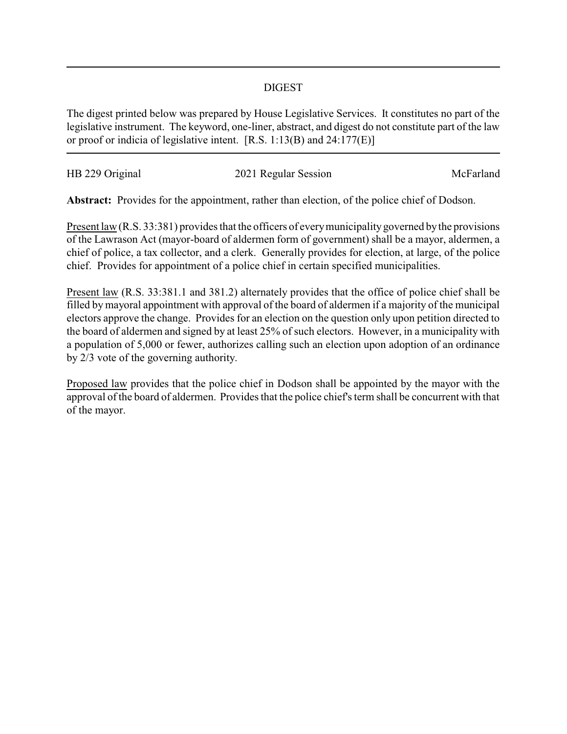## DIGEST

The digest printed below was prepared by House Legislative Services. It constitutes no part of the legislative instrument. The keyword, one-liner, abstract, and digest do not constitute part of the law or proof or indicia of legislative intent. [R.S. 1:13(B) and 24:177(E)]

---

HB 229 Original | 2021 Regular Session | McFarland

**Abstract:** Provides for the appointment, rather than election, of the police chief of Dodson.

Present law (R.S. 33:381) provides that the officers of every municipality governed by the provisions of the Lawrason Act (mayor-board of aldermen form of government) shall be a mayor, aldermen, a chief of police, a tax collector, and a clerk. Generally provides for election, at large, of the police chief. Provides for appointment of a police chief in certain specified municipalities.

Present law (R.S. 33:381.1 and 381.2) alternately provides that the office of police chief shall be filled by mayoral appointment with approval of the board of aldermen if a majority of the municipal electors approve the change. Provides for an election on the question only upon petition directed to the board of aldermen and signed by at least 25% of such electors. However, in a municipality with a population of 5,000 or fewer, authorizes calling such an election upon adoption of an ordinance by 2/3 vote of the governing authority.

Proposed law provides that the police chief in Dodson shall be appointed by the mayor with the approval of the board of aldermen. Provides that the police chief's term shall be concurrent with that of the mayor.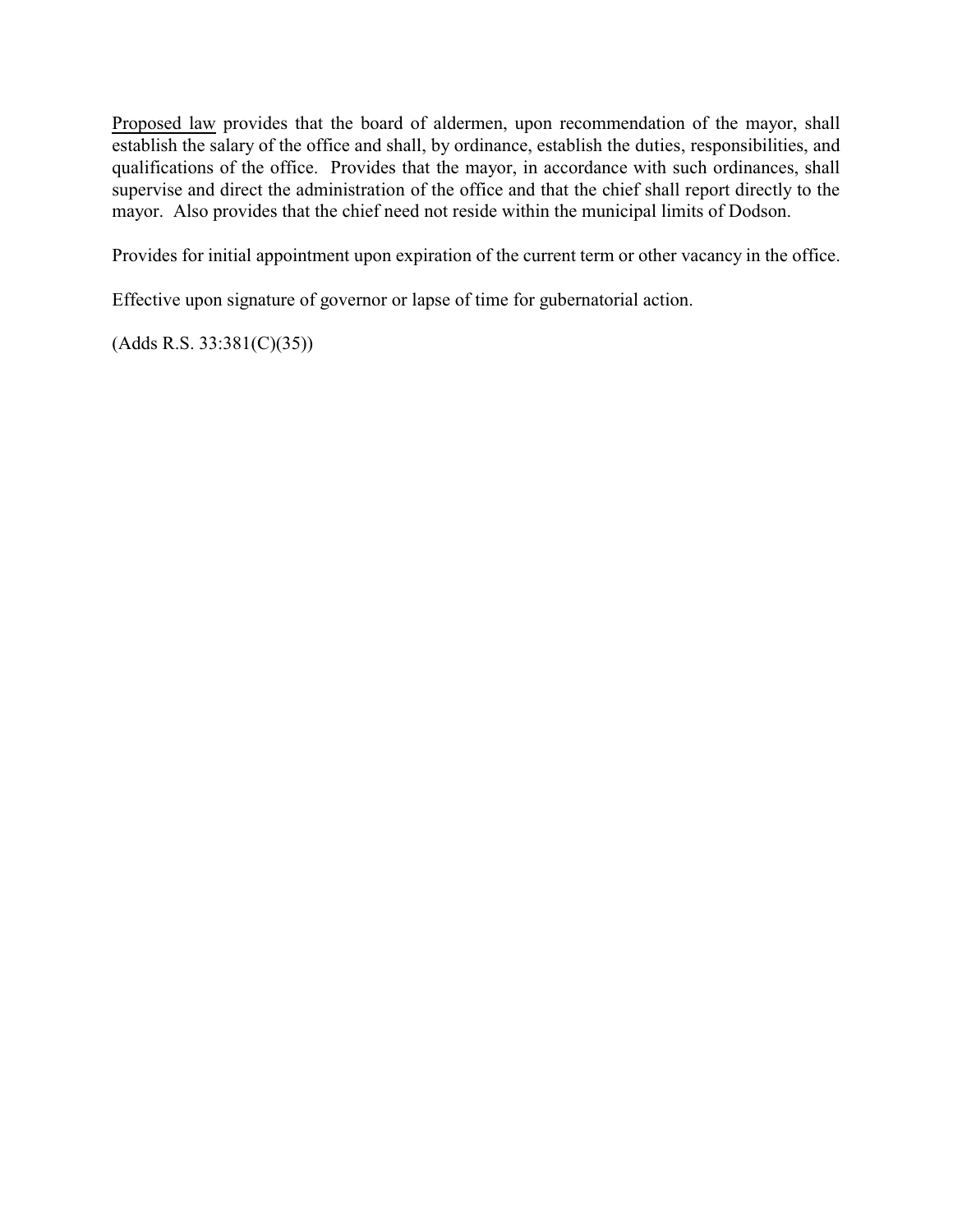Proposed law provides that the board of aldermen, upon recommendation of the mayor, shall establish the salary of the office and shall, by ordinance, establish the duties, responsibilities, and qualifications of the office. Provides that the mayor, in accordance with such ordinances, shall supervise and direct the administration of the office and that the chief shall report directly to the mayor. Also provides that the chief need not reside within the municipal limits of Dodson.

Provides for initial appointment upon expiration of the current term or other vacancy in the office.

Effective upon signature of governor or lapse of time for gubernatorial action.

(Adds R.S. 33:381(C)(35))